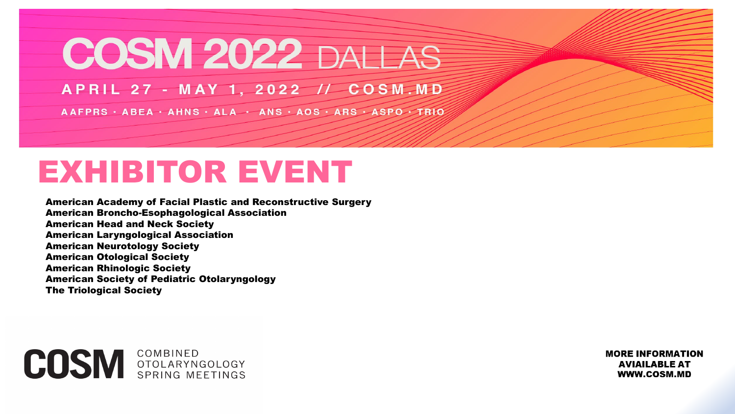# COSM 2022 DALLAS

**APRIL 27 - MAY 1, 2022 // COSM.MD**

AAFPRS · ABEA · AHNS · ALA · ANS · AOS · ARS · ASPO · TRIO

# EXHIBITOR EVENT

**American Academy of Facial Plastic and Reconstructive Surgery**
**American Broncho-Esophagological Association**
**American Head and Neck Society**
**American Laryngological Association**
**American Neurotology Society**
**American Otological Society**
**American Rhinologic Society**
**American Society of Pediatric Otolaryngology**
**The Triological Society**

**COSM** COMBINED OTOLARYNGOLOGY SPRING MEETINGS

**MORE INFORMATION AVIAILABLE AT WWW.COSM.MD**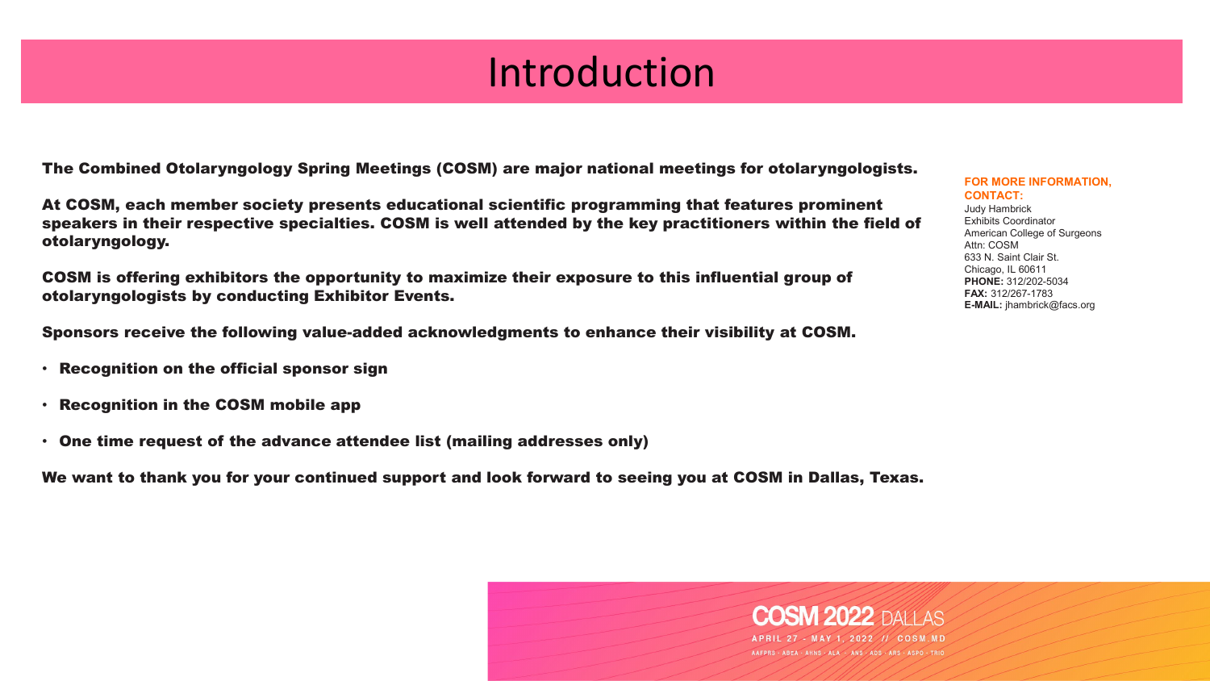# Introduction

**The Combined Otolaryngology Spring Meetings (COSM) are major national meetings for otolaryngologists.**

**At COSM, each member society presents educational scientific programming that features prominent speakers in their respective specialties. COSM is well attended by the key practitioners within the field of otolaryngology.**

**COSM is offering exhibitors the opportunity to maximize their exposure to this influential group of otolaryngologists by conducting Exhibitor Events.**

**Sponsors receive the following value-added acknowledgments to enhance their visibility at COSM.**

- **Recognition on the official sponsor sign**
- **Recognition in the COSM mobile app**
- **One time request of the advance attendee list (mailing addresses only)**

**We want to thank you for your continued support and look forward to seeing you at COSM in Dallas, Texas.**

**FOR MORE INFORMATION, CONTACT:**
Judy Hambrick
Exhibits Coordinator
American College of Surgeons
Attn: COSM
633 N. Saint Clair St.
Chicago, IL 60611
**PHONE:** 312/202-5034
**FAX:** 312/267-1783
**E-MAIL:** jhambrick@facs.org

COSM 2022 DALLAS
APRIL 27 - MAY 1, 2022 // COSM.MD
AAFPRS · ABEA · AHNS · ALA · ANS · ADS · ARS · ASPO · TRIO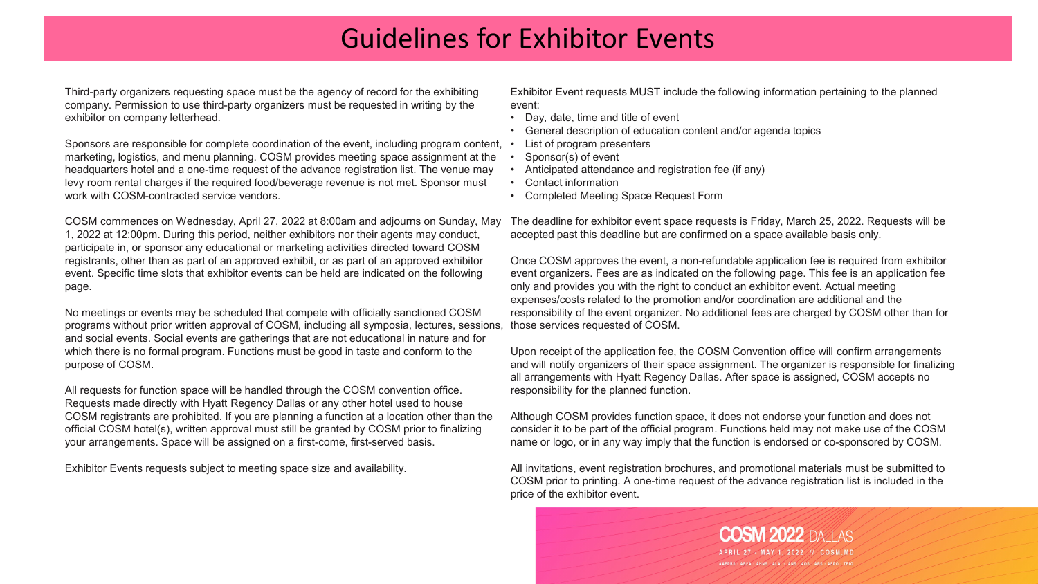# Guidelines for Exhibitor Events

Third-party organizers requesting space must be the agency of record for the exhibiting company. Permission to use third-party organizers must be requested in writing by the exhibitor on company letterhead.

Sponsors are responsible for complete coordination of the event, including program content, marketing, logistics, and menu planning. COSM provides meeting space assignment at the headquarters hotel and a one-time request of the advance registration list. The venue may levy room rental charges if the required food/beverage revenue is not met. Sponsor must work with COSM-contracted service vendors.

COSM commences on Wednesday, April 27, 2022 at 8:00am and adjourns on Sunday, May 1, 2022 at 12:00pm. During this period, neither exhibitors nor their agents may conduct, participate in, or sponsor any educational or marketing activities directed toward COSM registrants, other than as part of an approved exhibit, or as part of an approved exhibitor event. Specific time slots that exhibitor events can be held are indicated on the following page.

No meetings or events may be scheduled that compete with officially sanctioned COSM programs without prior written approval of COSM, including all symposia, lectures, sessions, and social events. Social events are gatherings that are not educational in nature and for which there is no formal program. Functions must be good in taste and conform to the purpose of COSM.

All requests for function space will be handled through the COSM convention office. Requests made directly with Hyatt Regency Dallas or any other hotel used to house COSM registrants are prohibited. If you are planning a function at a location other than the official COSM hotel(s), written approval must still be granted by COSM prior to finalizing your arrangements. Space will be assigned on a first-come, first-served basis.

Exhibitor Events requests subject to meeting space size and availability.

Exhibitor Event requests MUST include the following information pertaining to the planned event:

- Day, date, time and title of event
- General description of education content and/or agenda topics
- List of program presenters
- Sponsor(s) of event
- Anticipated attendance and registration fee (if any)
- Contact information
- Completed Meeting Space Request Form

The deadline for exhibitor event space requests is Friday, March 25, 2022. Requests will be accepted past this deadline but are confirmed on a space available basis only.

Once COSM approves the event, a non-refundable application fee is required from exhibitor event organizers. Fees are as indicated on the following page. This fee is an application fee only and provides you with the right to conduct an exhibitor event. Actual meeting expenses/costs related to the promotion and/or coordination are additional and the responsibility of the event organizer. No additional fees are charged by COSM other than for those services requested of COSM.

Upon receipt of the application fee, the COSM Convention office will confirm arrangements and will notify organizers of their space assignment. The organizer is responsible for finalizing all arrangements with Hyatt Regency Dallas. After space is assigned, COSM accepts no responsibility for the planned function.

Although COSM provides function space, it does not endorse your function and does not consider it to be part of the official program. Functions held may not make use of the COSM name or logo, or in any way imply that the function is endorsed or co-sponsored by COSM.

All invitations, event registration brochures, and promotional materials must be submitted to COSM prior to printing. A one-time request of the advance registration list is included in the price of the exhibitor event.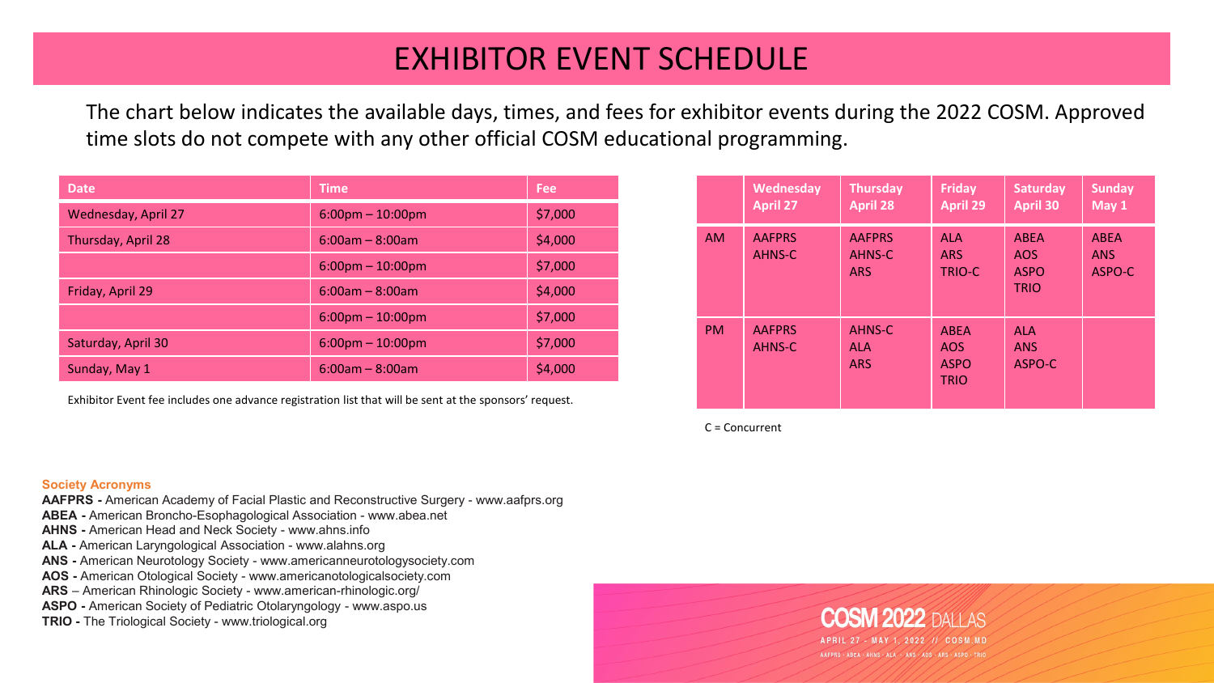# EXHIBITOR EVENT SCHEDULE

The chart below indicates the available days, times, and fees for exhibitor events during the 2022 COSM. Approved time slots do not compete with any other official COSM educational programming.

| Date | Time | Fee |
|---|---|---|
| Wednesday, April 27 | 6:00pm – 10:00pm | $7,000 |
| Thursday, April 28 | 6:00am – 8:00am | $4,000 |
| | 6:00pm – 10:00pm | $7,000 |
| Friday, April 29 | 6:00am – 8:00am | $4,000 |
| | 6:00pm – 10:00pm | $7,000 |
| Saturday, April 30 | 6:00pm – 10:00pm | $7,000 |
| Sunday, May 1 | 6:00am – 8:00am | $4,000 |

Exhibitor Event fee includes one advance registration list that will be sent at the sponsors' request.

| | Wednesday April 27 | Thursday April 28 | Friday April 29 | Saturday April 30 | Sunday May 1 |
|---|---|---|---|---|---|
| AM | AAFPRS<br>AHNS-C | AAFPRS<br>AHNS-C<br>ARS | ALA<br>ARS<br>TRIO-C | ABEA<br>AOS<br>ASPO<br>TRIO | ABEA<br>ANS<br>ASPO-C |
| PM | AAFPRS<br>AHNS-C | AHNS-C<br>ALA<br>ARS | ABEA<br>AOS<br>ASPO<br>TRIO | ALA<br>ANS<br>ASPO-C | |

C = Concurrent

**Society Acronyms**

**AAFPRS -** American Academy of Facial Plastic and Reconstructive Surgery - www.aafprs.org
**ABEA -** American Broncho-Esophagological Association - www.abea.net
**AHNS -** American Head and Neck Society - www.ahns.info
**ALA -** American Laryngological Association - www.alahns.org
**ANS -** American Neurotology Society - www.americanneurotologysociety.com
**AOS -** American Otological Society - www.americanotologicalsociety.com
**ARS** – American Rhinologic Society - www.american-rhinologic.org/
**ASPO -** American Society of Pediatric Otolaryngology - www.aspo.us
**TRIO -** The Triological Society - www.triological.org

COSM 2022 DALLAS
APRIL 27 - MAY 1, 2022 // COSM.MD
AAFPRS · ABEA · AHNS · ALA · ANS · AOS · ARS · ASPO · TRIO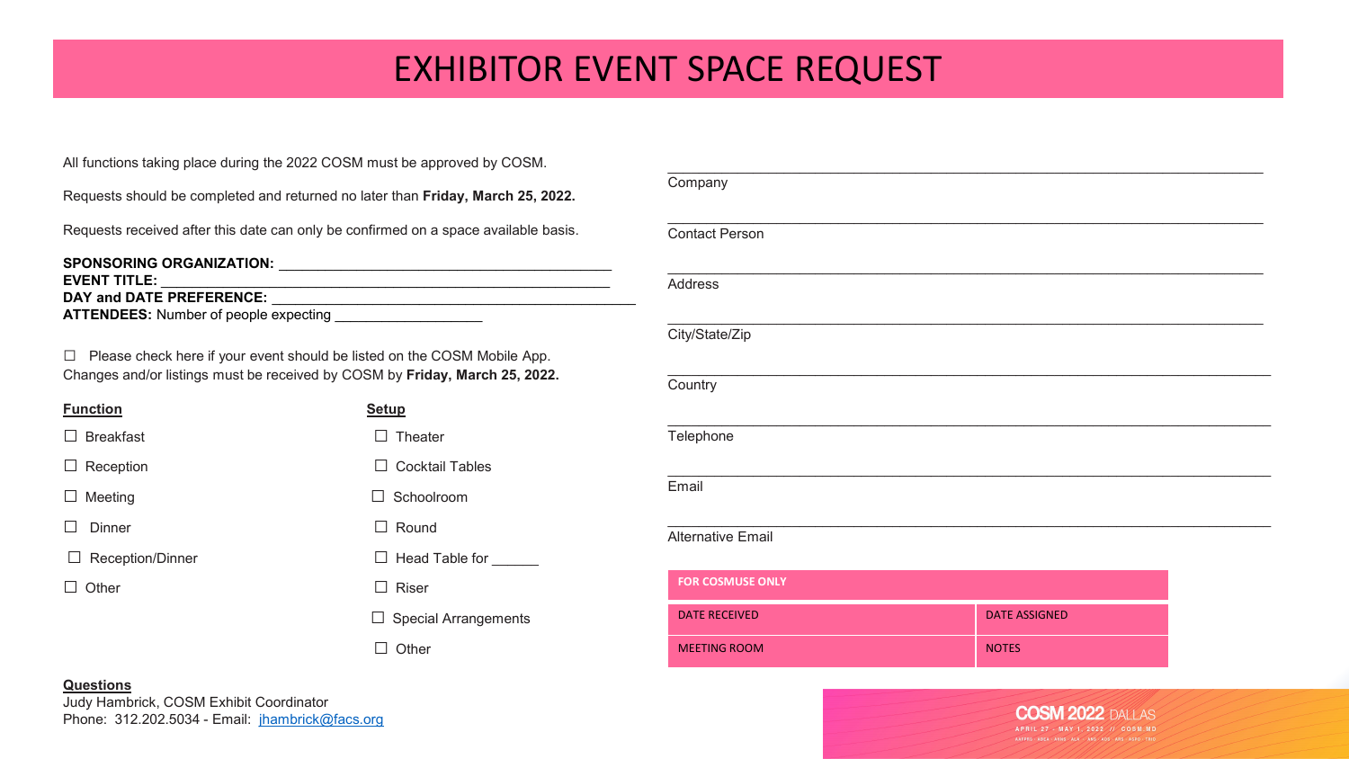# EXHIBITOR EVENT SPACE REQUEST

All functions taking place during the 2022 COSM must be approved by COSM.

Requests should be completed and returned no later than **Friday, March 25, 2022.**

Requests received after this date can only be confirmed on a space available basis.

**SPONSORING ORGANIZATION:** ___________________________________________
**EVENT TITLE:** ___________________________________________________
**DAY and DATE PREFERENCE:** ____________________________________________
**ATTENDEES:** Number of people expecting ___________________

☐ Please check here if your event should be listed on the COSM Mobile App.
Changes and/or listings must be received by COSM by **Friday, March 25, 2022.**

**Function**

☐ Breakfast

☐ Reception

☐ Meeting

☐ Dinner

☐ Reception/Dinner

☐ Other

**Setup**

☐ Theater

☐ Cocktail Tables

☐ Schoolroom

☐ Round

☐ Head Table for ______

☐ Riser

☐ Special Arrangements

☐ Other

**Questions**
Judy Hambrick, COSM Exhibit Coordinator
Phone: 312.202.5034 - Email: jhambrick@facs.org

___________________________________________________________________
Company

___________________________________________________________________
Contact Person

___________________________________________________________________
Address

___________________________________________________________________
City/State/Zip

___________________________________________________________________
Country

___________________________________________________________________
Telephone

___________________________________________________________________
Email

___________________________________________________________________
Alternative Email

| FOR COSMUSE ONLY | |
|---|---|
| DATE RECEIVED | DATE ASSIGNED |
| MEETING ROOM | NOTES |

COSM 2022 DALLAS
APRIL 27 - MAY 1, 2022 // COSM.MD